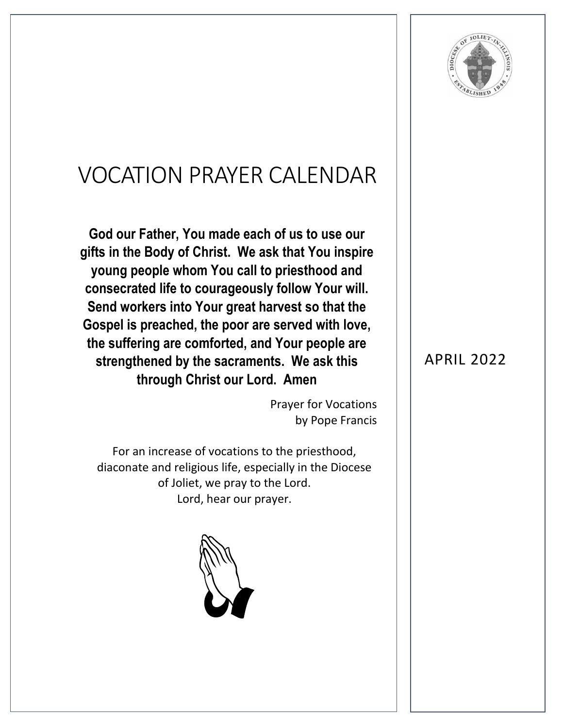# VOCATION PRAYER CALENDAR

**God our Father, You made each of us to use our gifts in the Body of Christ. We ask that You inspire young people whom You call to priesthood and consecrated life to courageously follow Your will. Send workers into Your great harvest so that the Gospel is preached, the poor are served with love, the suffering are comforted, and Your people are strengthened by the sacraments. We ask this through Christ our Lord. Amen**

Prayer for Vocations
by Pope Francis

For an increase of vocations to the priesthood, diaconate and religious life, especially in the Diocese of Joliet, we pray to the Lord.
Lord, hear our prayer.

APRIL 2022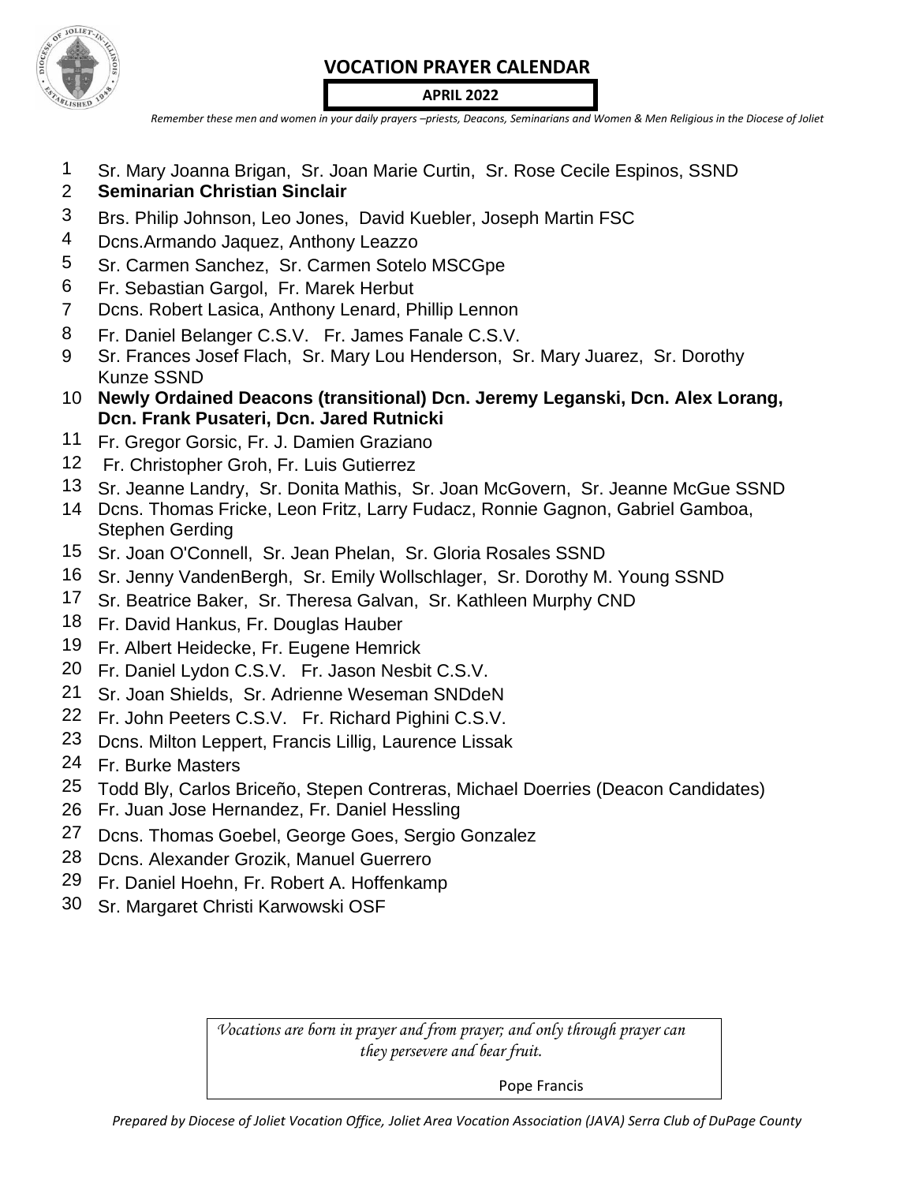# VOCATION PRAYER CALENDAR

**APRIL 2022**

*Remember these men and women in your daily prayers –priests, Deacons, Seminarians and Women & Men Religious in the Diocese of Joliet*

1 Sr. Mary Joanna Brigan, Sr. Joan Marie Curtin, Sr. Rose Cecile Espinos, SSND
2 **Seminarian Christian Sinclair**
3 Brs. Philip Johnson, Leo Jones, David Kuebler, Joseph Martin FSC
4 Dcns.Armando Jaquez, Anthony Leazzo
5 Sr. Carmen Sanchez, Sr. Carmen Sotelo MSCGpe
6 Fr. Sebastian Gargol, Fr. Marek Herbut
7 Dcns. Robert Lasica, Anthony Lenard, Phillip Lennon
8 Fr. Daniel Belanger C.S.V. Fr. James Fanale C.S.V.
9 Sr. Frances Josef Flach, Sr. Mary Lou Henderson, Sr. Mary Juarez, Sr. Dorothy Kunze SSND
10 **Newly Ordained Deacons (transitional) Dcn. Jeremy Leganski, Dcn. Alex Lorang, Dcn. Frank Pusateri, Dcn. Jared Rutnicki**
11 Fr. Gregor Gorsic, Fr. J. Damien Graziano
12 Fr. Christopher Groh, Fr. Luis Gutierrez
13 Sr. Jeanne Landry, Sr. Donita Mathis, Sr. Joan McGovern, Sr. Jeanne McGue SSND
14 Dcns. Thomas Fricke, Leon Fritz, Larry Fudacz, Ronnie Gagnon, Gabriel Gamboa, Stephen Gerding
15 Sr. Joan O'Connell, Sr. Jean Phelan, Sr. Gloria Rosales SSND
16 Sr. Jenny VandenBergh, Sr. Emily Wollschlager, Sr. Dorothy M. Young SSND
17 Sr. Beatrice Baker, Sr. Theresa Galvan, Sr. Kathleen Murphy CND
18 Fr. David Hankus, Fr. Douglas Hauber
19 Fr. Albert Heidecke, Fr. Eugene Hemrick
20 Fr. Daniel Lydon C.S.V. Fr. Jason Nesbit C.S.V.
21 Sr. Joan Shields, Sr. Adrienne Weseman SNDdeN
22 Fr. John Peeters C.S.V. Fr. Richard Pighini C.S.V.
23 Dcns. Milton Leppert, Francis Lillig, Laurence Lissak
24 Fr. Burke Masters
25 Todd Bly, Carlos Briceño, Stepen Contreras, Michael Doerries (Deacon Candidates)
26 Fr. Juan Jose Hernandez, Fr. Daniel Hessling
27 Dcns. Thomas Goebel, George Goes, Sergio Gonzalez
28 Dcns. Alexander Grozik, Manuel Guerrero
29 Fr. Daniel Hoehn, Fr. Robert A. Hoffenkamp
30 Sr. Margaret Christi Karwowski OSF

*Vocations are born in prayer and from prayer; and only through prayer can they persevere and bear fruit.*

Pope Francis

*Prepared by Diocese of Joliet Vocation Office, Joliet Area Vocation Association (JAVA) Serra Club of DuPage County*